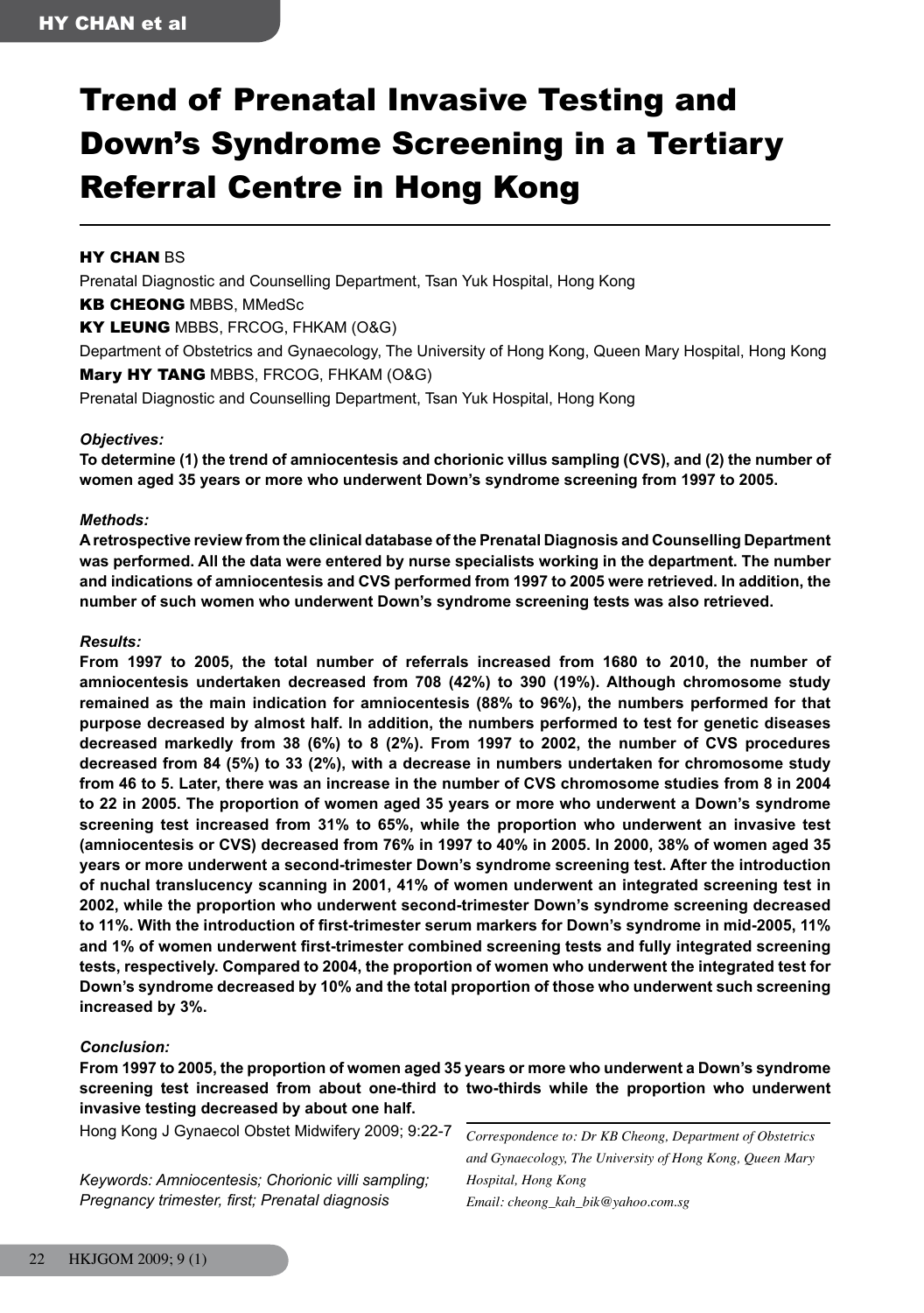# Trend of Prenatal Invasive Testing and Down's Syndrome Screening in a Tertiary Referral Centre in Hong Kong

**HY CHAN** BS

Prenatal Diagnostic and Counselling Department, Tsan Yuk Hospital, Hong Kong

**KB CHEONG** MBBS, MMedSc

**KY LEUNG** MBBS, FRCOG, FHKAM (O&G)

Department of Obstetrics and Gynaecology, The University of Hong Kong, Queen Mary Hospital, Hong Kong

**Mary HY TANG** MBBS, FRCOG, FHKAM (O&G)

Prenatal Diagnostic and Counselling Department, Tsan Yuk Hospital, Hong Kong

***Objectives:***

**To determine (1) the trend of amniocentesis and chorionic villus sampling (CVS), and (2) the number of women aged 35 years or more who underwent Down's syndrome screening from 1997 to 2005.**

***Methods:***

**A retrospective review from the clinical database of the Prenatal Diagnosis and Counselling Department was performed. All the data were entered by nurse specialists working in the department. The number and indications of amniocentesis and CVS performed from 1997 to 2005 were retrieved. In addition, the number of such women who underwent Down's syndrome screening tests was also retrieved.**

***Results:***

**From 1997 to 2005, the total number of referrals increased from 1680 to 2010, the number of amniocentesis undertaken decreased from 708 (42%) to 390 (19%). Although chromosome study remained as the main indication for amniocentesis (88% to 96%), the numbers performed for that purpose decreased by almost half. In addition, the numbers performed to test for genetic diseases decreased markedly from 38 (6%) to 8 (2%). From 1997 to 2002, the number of CVS procedures decreased from 84 (5%) to 33 (2%), with a decrease in numbers undertaken for chromosome study from 46 to 5. Later, there was an increase in the number of CVS chromosome studies from 8 in 2004 to 22 in 2005. The proportion of women aged 35 years or more who underwent a Down's syndrome screening test increased from 31% to 65%, while the proportion who underwent an invasive test (amniocentesis or CVS) decreased from 76% in 1997 to 40% in 2005. In 2000, 38% of women aged 35 years or more underwent a second-trimester Down's syndrome screening test. After the introduction of nuchal translucency scanning in 2001, 41% of women underwent an integrated screening test in 2002, while the proportion who underwent second-trimester Down's syndrome screening decreased to 11%. With the introduction of first-trimester serum markers for Down's syndrome in mid-2005, 11% and 1% of women underwent first-trimester combined screening tests and fully integrated screening tests, respectively. Compared to 2004, the proportion of women who underwent the integrated test for Down's syndrome decreased by 10% and the total proportion of those who underwent such screening increased by 3%.**

***Conclusion:***

**From 1997 to 2005, the proportion of women aged 35 years or more who underwent a Down's syndrome screening test increased from about one-third to two-thirds while the proportion who underwent invasive testing decreased by about one half.**

Hong Kong J Gynaecol Obstet Midwifery 2009; 9:22-7

*Keywords: Amniocentesis; Chorionic villi sampling; Pregnancy trimester, first; Prenatal diagnosis*

*Correspondence to: Dr KB Cheong, Department of Obstetrics and Gynaecology, The University of Hong Kong, Queen Mary Hospital, Hong Kong*

*Email: cheong_kah_bik@yahoo.com.sg*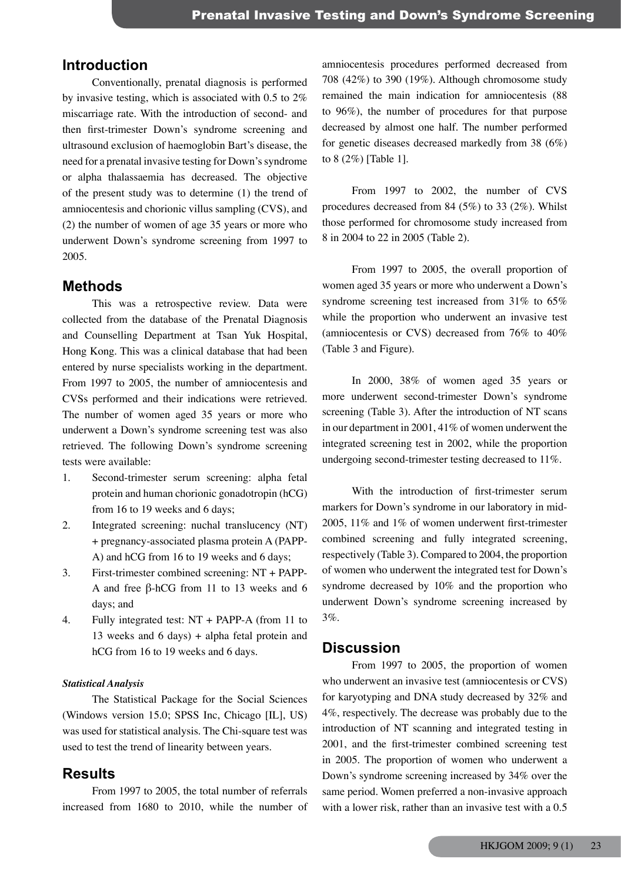## Introduction

Conventionally, prenatal diagnosis is performed by invasive testing, which is associated with 0.5 to 2% miscarriage rate. With the introduction of second- and then first-trimester Down's syndrome screening and ultrasound exclusion of haemoglobin Bart's disease, the need for a prenatal invasive testing for Down's syndrome or alpha thalassaemia has decreased. The objective of the present study was to determine (1) the trend of amniocentesis and chorionic villus sampling (CVS), and (2) the number of women of age 35 years or more who underwent Down's syndrome screening from 1997 to 2005.

## Methods

This was a retrospective review. Data were collected from the database of the Prenatal Diagnosis and Counselling Department at Tsan Yuk Hospital, Hong Kong. This was a clinical database that had been entered by nurse specialists working in the department. From 1997 to 2005, the number of amniocentesis and CVSs performed and their indications were retrieved. The number of women aged 35 years or more who underwent a Down's syndrome screening test was also retrieved. The following Down's syndrome screening tests were available:

1. Second-trimester serum screening: alpha fetal protein and human chorionic gonadotropin (hCG) from 16 to 19 weeks and 6 days;
2. Integrated screening: nuchal translucency (NT) + pregnancy-associated plasma protein A (PAPP-A) and hCG from 16 to 19 weeks and 6 days;
3. First-trimester combined screening: NT + PAPP-A and free β-hCG from 11 to 13 weeks and 6 days; and
4. Fully integrated test: NT + PAPP-A (from 11 to 13 weeks and 6 days) + alpha fetal protein and hCG from 16 to 19 weeks and 6 days.

### *Statistical Analysis*

The Statistical Package for the Social Sciences (Windows version 15.0; SPSS Inc, Chicago [IL], US) was used for statistical analysis. The Chi-square test was used to test the trend of linearity between years.

## Results

From 1997 to 2005, the total number of referrals increased from 1680 to 2010, while the number of amniocentesis procedures performed decreased from 708 (42%) to 390 (19%). Although chromosome study remained the main indication for amniocentesis (88 to 96%), the number of procedures for that purpose decreased by almost one half. The number performed for genetic diseases decreased markedly from 38 (6%) to 8 (2%) [Table 1].

From 1997 to 2002, the number of CVS procedures decreased from 84 (5%) to 33 (2%). Whilst those performed for chromosome study increased from 8 in 2004 to 22 in 2005 (Table 2).

From 1997 to 2005, the overall proportion of women aged 35 years or more who underwent a Down's syndrome screening test increased from 31% to 65% while the proportion who underwent an invasive test (amniocentesis or CVS) decreased from 76% to 40% (Table 3 and Figure).

In 2000, 38% of women aged 35 years or more underwent second-trimester Down's syndrome screening (Table 3). After the introduction of NT scans in our department in 2001, 41% of women underwent the integrated screening test in 2002, while the proportion undergoing second-trimester testing decreased to 11%.

With the introduction of first-trimester serum markers for Down's syndrome in our laboratory in mid-2005, 11% and 1% of women underwent first-trimester combined screening and fully integrated screening, respectively (Table 3). Compared to 2004, the proportion of women who underwent the integrated test for Down's syndrome decreased by 10% and the proportion who underwent Down's syndrome screening increased by 3%.

## Discussion

From 1997 to 2005, the proportion of women who underwent an invasive test (amniocentesis or CVS) for karyotyping and DNA study decreased by 32% and 4%, respectively. The decrease was probably due to the introduction of NT scanning and integrated testing in 2001, and the first-trimester combined screening test in 2005. The proportion of women who underwent a Down's syndrome screening increased by 34% over the same period. Women preferred a non-invasive approach with a lower risk, rather than an invasive test with a 0.5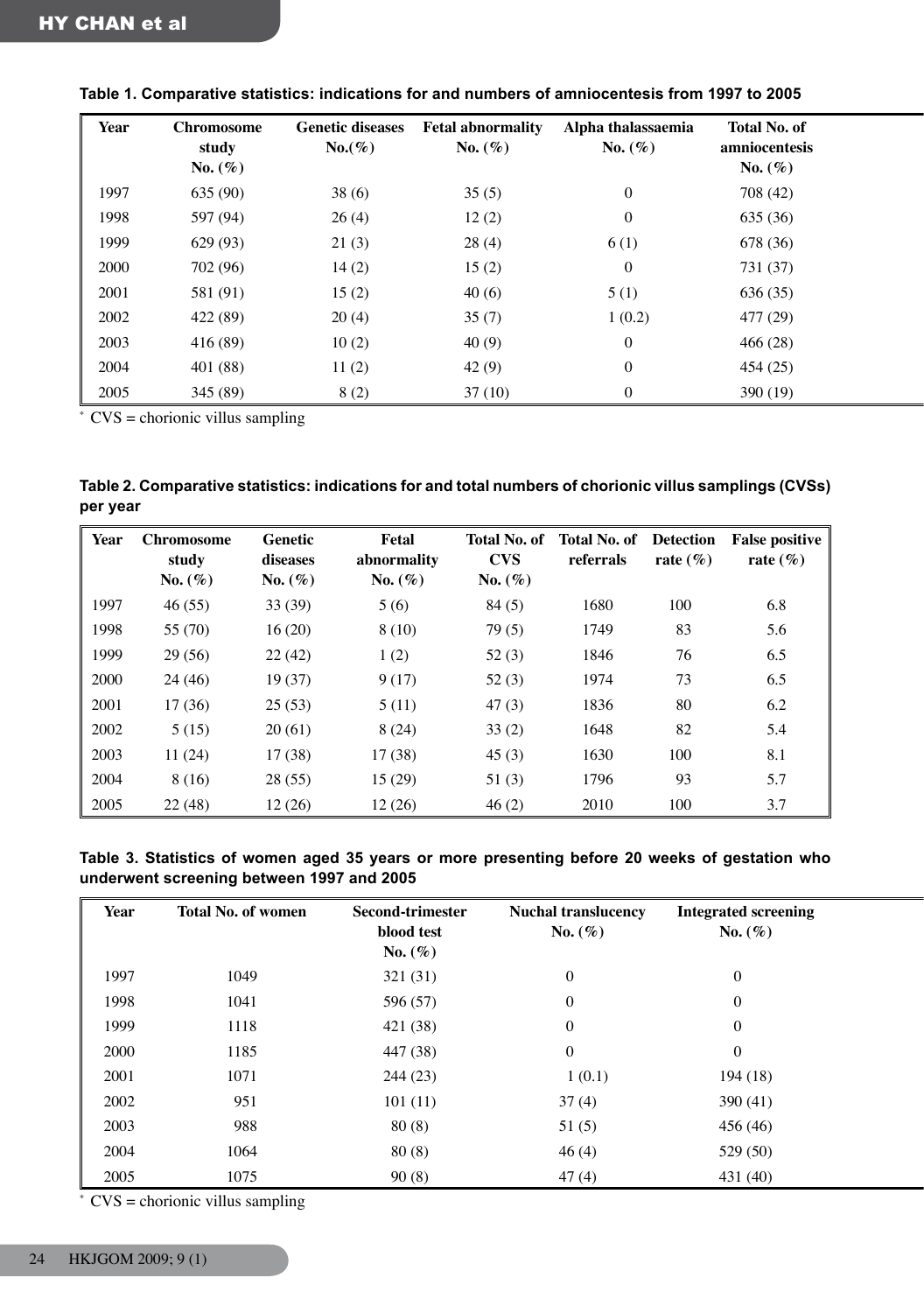**Table 1. Comparative statistics: indications for and numbers of amniocentesis from 1997 to 2005**

| Year | Chromosome study No. (%) | Genetic diseases No.(%) | Fetal abnormality No. (%) | Alpha thalassaemia No. (%) | Total No. of amniocentesis No. (%) |
|---|---|---|---|---|---|
| 1997 | 635 (90) | 38 (6) | 35 (5) | 0 | 708 (42) |
| 1998 | 597 (94) | 26 (4) | 12 (2) | 0 | 635 (36) |
| 1999 | 629 (93) | 21 (3) | 28 (4) | 6 (1) | 678 (36) |
| 2000 | 702 (96) | 14 (2) | 15 (2) | 0 | 731 (37) |
| 2001 | 581 (91) | 15 (2) | 40 (6) | 5 (1) | 636 (35) |
| 2002 | 422 (89) | 20 (4) | 35 (7) | 1 (0.2) | 477 (29) |
| 2003 | 416 (89) | 10 (2) | 40 (9) | 0 | 466 (28) |
| 2004 | 401 (88) | 11 (2) | 42 (9) | 0 | 454 (25) |
| 2005 | 345 (89) | 8 (2) | 37 (10) | 0 | 390 (19) |

* CVS = chorionic villus sampling

**Table 2. Comparative statistics: indications for and total numbers of chorionic villus samplings (CVSs) per year**

| Year | Chromosome study No. (%) | Genetic diseases No. (%) | Fetal abnormality No. (%) | Total No. of CVS No. (%) | Total No. of referrals | Detection rate (%) | False positive rate (%) |
|---|---|---|---|---|---|---|---|
| 1997 | 46 (55) | 33 (39) | 5 (6) | 84 (5) | 1680 | 100 | 6.8 |
| 1998 | 55 (70) | 16 (20) | 8 (10) | 79 (5) | 1749 | 83 | 5.6 |
| 1999 | 29 (56) | 22 (42) | 1 (2) | 52 (3) | 1846 | 76 | 6.5 |
| 2000 | 24 (46) | 19 (37) | 9 (17) | 52 (3) | 1974 | 73 | 6.5 |
| 2001 | 17 (36) | 25 (53) | 5 (11) | 47 (3) | 1836 | 80 | 6.2 |
| 2002 | 5 (15) | 20 (61) | 8 (24) | 33 (2) | 1648 | 82 | 5.4 |
| 2003 | 11 (24) | 17 (38) | 17 (38) | 45 (3) | 1630 | 100 | 8.1 |
| 2004 | 8 (16) | 28 (55) | 15 (29) | 51 (3) | 1796 | 93 | 5.7 |
| 2005 | 22 (48) | 12 (26) | 12 (26) | 46 (2) | 2010 | 100 | 3.7 |

**Table 3. Statistics of women aged 35 years or more presenting before 20 weeks of gestation who underwent screening between 1997 and 2005**

| Year | Total No. of women | Second-trimester blood test No. (%) | Nuchal translucency No. (%) | Integrated screening No. (%) |
|---|---|---|---|---|
| 1997 | 1049 | 321 (31) | 0 | 0 |
| 1998 | 1041 | 596 (57) | 0 | 0 |
| 1999 | 1118 | 421 (38) | 0 | 0 |
| 2000 | 1185 | 447 (38) | 0 | 0 |
| 2001 | 1071 | 244 (23) | 1 (0.1) | 194 (18) |
| 2002 | 951 | 101 (11) | 37 (4) | 390 (41) |
| 2003 | 988 | 80 (8) | 51 (5) | 456 (46) |
| 2004 | 1064 | 80 (8) | 46 (4) | 529 (50) |
| 2005 | 1075 | 90 (8) | 47 (4) | 431 (40) |

* CVS = chorionic villus sampling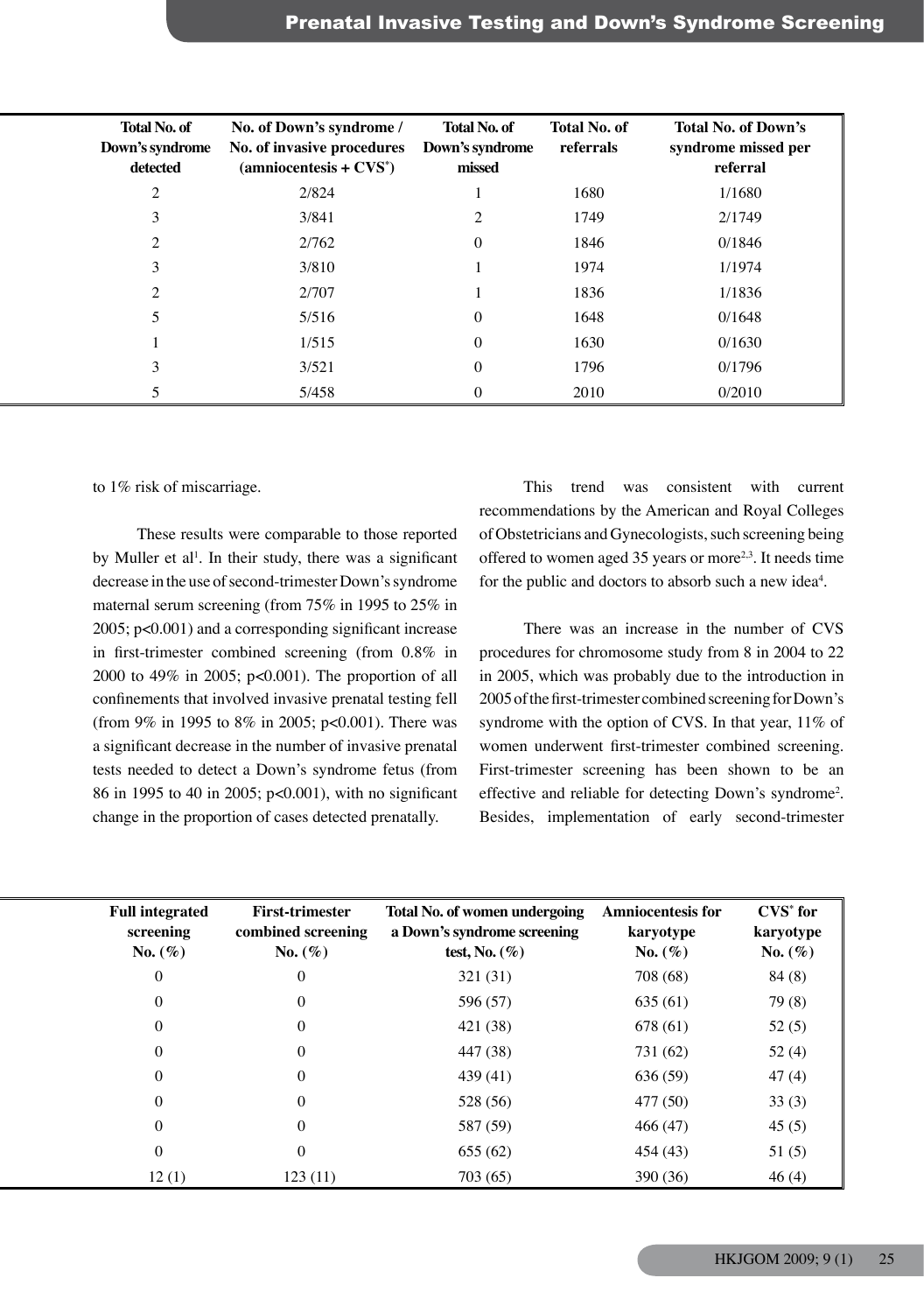| Total No. of Down's syndrome detected | No. of Down's syndrome / No. of invasive procedures (amniocentesis + CVS*) | Total No. of Down's syndrome missed | Total No. of referrals | Total No. of Down's syndrome missed per referral |
|---|---|---|---|---|
| 2 | 2/824 | 1 | 1680 | 1/1680 |
| 3 | 3/841 | 2 | 1749 | 2/1749 |
| 2 | 2/762 | 0 | 1846 | 0/1846 |
| 3 | 3/810 | 1 | 1974 | 1/1974 |
| 2 | 2/707 | 1 | 1836 | 1/1836 |
| 5 | 5/516 | 0 | 1648 | 0/1648 |
| 1 | 1/515 | 0 | 1630 | 0/1630 |
| 3 | 3/521 | 0 | 1796 | 0/1796 |
| 5 | 5/458 | 0 | 2010 | 0/2010 |

to 1% risk of miscarriage.

These results were comparable to those reported by Muller et al[1]. In their study, there was a significant decrease in the use of second-trimester Down's syndrome maternal serum screening (from 75% in 1995 to 25% in 2005; $p<0.001$) and a corresponding significant increase in first-trimester combined screening (from 0.8% in 2000 to 49% in 2005; $p<0.001$). The proportion of all confinements that involved invasive prenatal testing fell (from 9% in 1995 to 8% in 2005; $p<0.001$). There was a significant decrease in the number of invasive prenatal tests needed to detect a Down's syndrome fetus (from 86 in 1995 to 40 in 2005; $p<0.001$), with no significant change in the proportion of cases detected prenatally.

This trend was consistent with current recommendations by the American and Royal Colleges of Obstetricians and Gynecologists, such screening being offered to women aged 35 years or more[2,3]. It needs time for the public and doctors to absorb such a new idea[4].

There was an increase in the number of CVS procedures for chromosome study from 8 in 2004 to 22 in 2005, which was probably due to the introduction in 2005 of the first-trimester combined screening for Down's syndrome with the option of CVS. In that year, 11% of women underwent first-trimester combined screening. First-trimester screening has been shown to be an effective and reliable for detecting Down's syndrome[2]. Besides, implementation of early second-trimester

| Full integrated screening No. (%) | First-trimester combined screening No. (%) | Total No. of women undergoing a Down's syndrome screening test, No. (%) | Amniocentesis for karyotype No. (%) | CVS* for karyotype No. (%) |
|---|---|---|---|---|
| 0 | 0 | 321 (31) | 708 (68) | 84 (8) |
| 0 | 0 | 596 (57) | 635 (61) | 79 (8) |
| 0 | 0 | 421 (38) | 678 (61) | 52 (5) |
| 0 | 0 | 447 (38) | 731 (62) | 52 (4) |
| 0 | 0 | 439 (41) | 636 (59) | 47 (4) |
| 0 | 0 | 528 (56) | 477 (50) | 33 (3) |
| 0 | 0 | 587 (59) | 466 (47) | 45 (5) |
| 0 | 0 | 655 (62) | 454 (43) | 51 (5) |
| 12 (1) | 123 (11) | 703 (65) | 390 (36) | 46 (4) |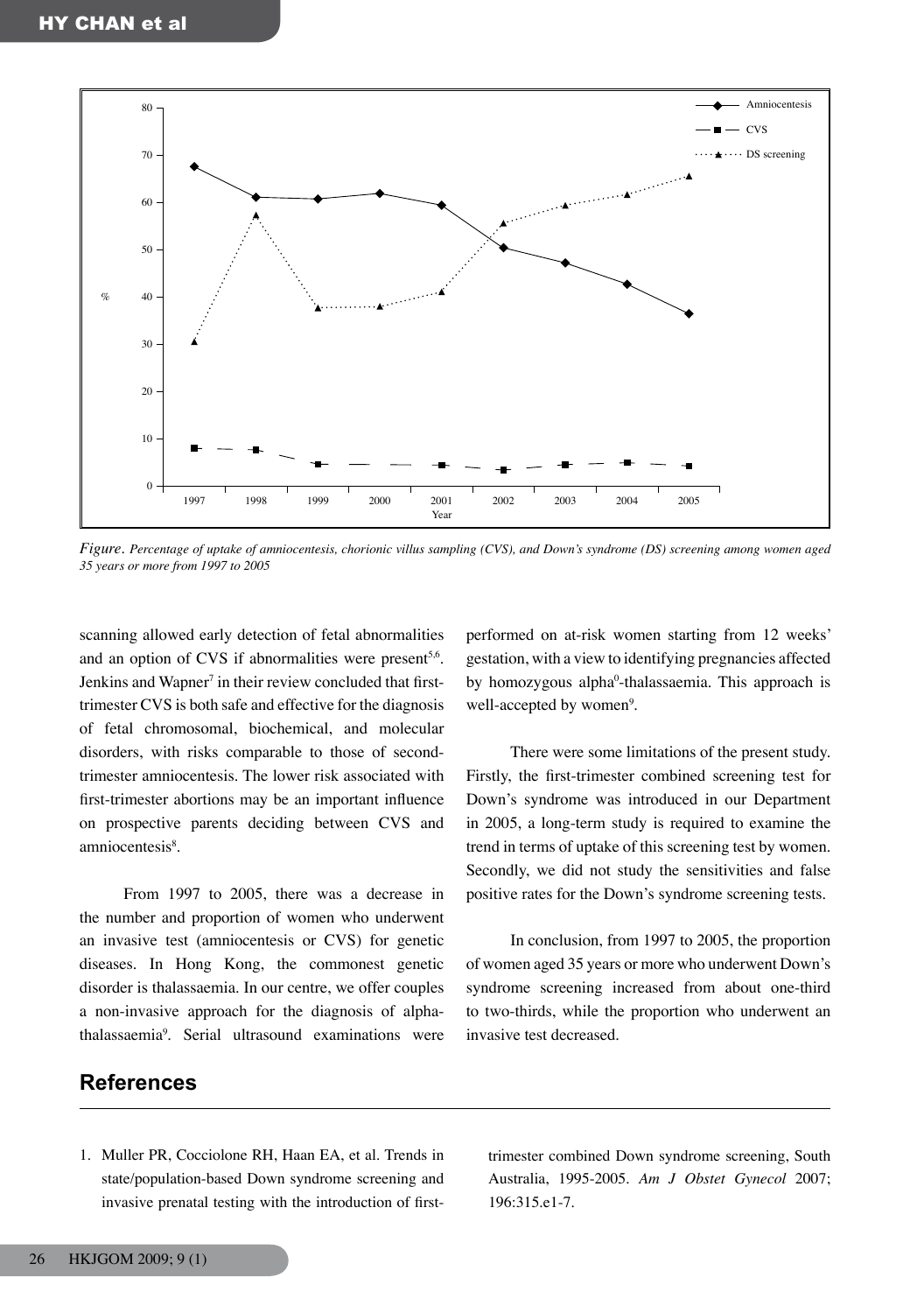*Figure. Percentage of uptake of amniocentesis, chorionic villus sampling (CVS), and Down's syndrome (DS) screening among women aged 35 years or more from 1997 to 2005*

scanning allowed early detection of fetal abnormalities and an option of CVS if abnormalities were present[5,6]. Jenkins and Wapner[7] in their review concluded that first-trimester CVS is both safe and effective for the diagnosis of fetal chromosomal, biochemical, and molecular disorders, with risks comparable to those of second-trimester amniocentesis. The lower risk associated with first-trimester abortions may be an important influence on prospective parents deciding between CVS and amniocentesis[8].

From 1997 to 2005, there was a decrease in the number and proportion of women who underwent an invasive test (amniocentesis or CVS) for genetic diseases. In Hong Kong, the commonest genetic disorder is thalassaemia. In our centre, we offer couples a non-invasive approach for the diagnosis of alpha-thalassaemia[9]. Serial ultrasound examinations were performed on at-risk women starting from 12 weeks' gestation, with a view to identifying pregnancies affected by homozygous alpha$^0$-thalassaemia. This approach is well-accepted by women[9].

There were some limitations of the present study. Firstly, the first-trimester combined screening test for Down's syndrome was introduced in our Department in 2005, a long-term study is required to examine the trend in terms of uptake of this screening test by women. Secondly, we did not study the sensitivities and false positive rates for the Down's syndrome screening tests.

In conclusion, from 1997 to 2005, the proportion of women aged 35 years or more who underwent Down's syndrome screening increased from about one-third to two-thirds, while the proportion who underwent an invasive test decreased.

## References

1. Muller PR, Cocciolone RH, Haan EA, et al. Trends in state/population-based Down syndrome screening and invasive prenatal testing with the introduction of first-trimester combined Down syndrome screening, South Australia, 1995-2005. *Am J Obstet Gynecol* 2007; 196:315.e1-7.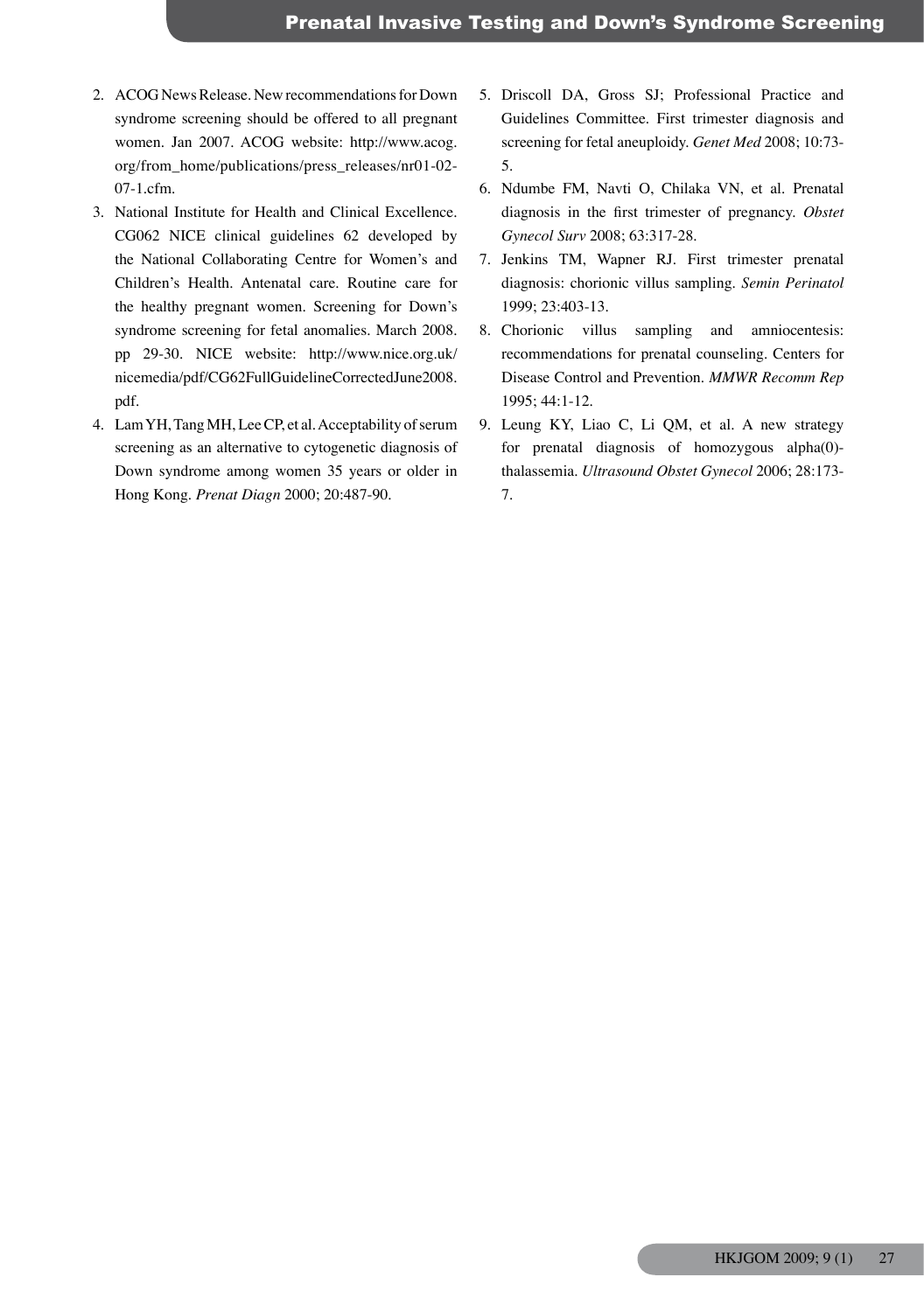2. ACOG News Release. New recommendations for Down syndrome screening should be offered to all pregnant women. Jan 2007. ACOG website: http://www.acog.org/from_home/publications/press_releases/nr01-02-07-1.cfm.
3. National Institute for Health and Clinical Excellence. CG062 NICE clinical guidelines 62 developed by the National Collaborating Centre for Women's and Children's Health. Antenatal care. Routine care for the healthy pregnant women. Screening for Down's syndrome screening for fetal anomalies. March 2008. pp 29-30. NICE website: http://www.nice.org.uk/nicemedia/pdf/CG62FullGuidelineCorrectedJune2008.pdf.
4. Lam YH, Tang MH, Lee CP, et al. Acceptability of serum screening as an alternative to cytogenetic diagnosis of Down syndrome among women 35 years or older in Hong Kong. *Prenat Diagn* 2000; 20:487-90.
5. Driscoll DA, Gross SJ; Professional Practice and Guidelines Committee. First trimester diagnosis and screening for fetal aneuploidy. *Genet Med* 2008; 10:73-5.
6. Ndumbe FM, Navti O, Chilaka VN, et al. Prenatal diagnosis in the first trimester of pregnancy. *Obstet Gynecol Surv* 2008; 63:317-28.
7. Jenkins TM, Wapner RJ. First trimester prenatal diagnosis: chorionic villus sampling. *Semin Perinatol* 1999; 23:403-13.
8. Chorionic villus sampling and amniocentesis: recommendations for prenatal counseling. Centers for Disease Control and Prevention. *MMWR Recomm Rep* 1995; 44:1-12.
9. Leung KY, Liao C, Li QM, et al. A new strategy for prenatal diagnosis of homozygous alpha(0)-thalassemia. *Ultrasound Obstet Gynecol* 2006; 28:173-7.